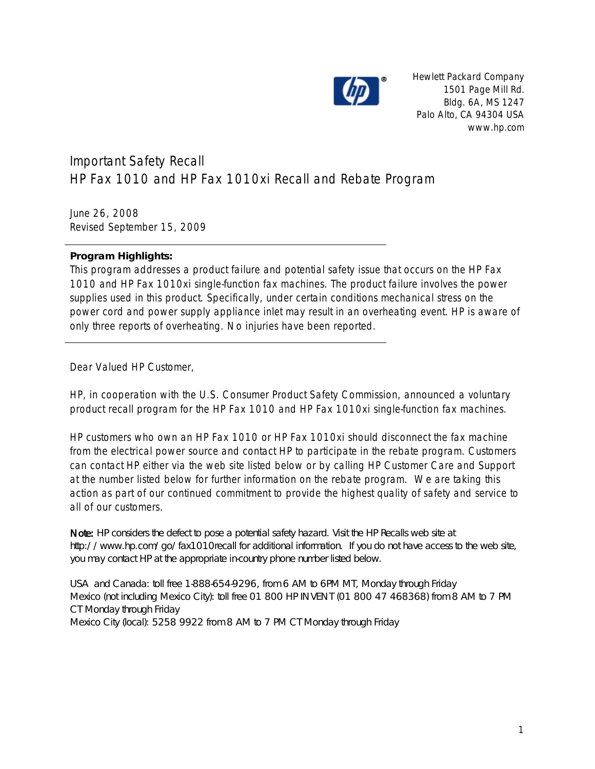Hewlett Packard Company
1501 Page Mill Rd.
Bldg. 6A, MS 1247
Palo Alto, CA 94304 USA
www.hp.com

# Important Safety Recall
# HP Fax 1010 and HP Fax 1010xi Recall and Rebate Program

June 26, 2008
Revised September 15, 2009

---

**Program Highlights:**
This program addresses a product failure and potential safety issue that occurs on the HP Fax 1010 and HP Fax 1010xi single-function fax machines. The product failure involves the power supplies used in this product. Specifically, under certain conditions mechanical stress on the power cord and power supply appliance inlet may result in an overheating event. HP is aware of only three reports of overheating. No injuries have been reported.

---

Dear Valued HP Customer,

HP, in cooperation with the U.S. Consumer Product Safety Commission, announced a voluntary product recall program for the HP Fax 1010 and HP Fax 1010xi single-function fax machines.

HP customers who own an HP Fax 1010 or HP Fax 1010xi should disconnect the fax machine from the electrical power source and contact HP to participate in the rebate program. Customers can contact HP either via the web site listed below or by calling HP Customer Care and Support at the number listed below for further information on the rebate program. We are taking this action as part of our continued commitment to provide the highest quality of safety and service to all of our customers.

**Note:** HP considers the defect to pose a potential safety hazard. Visit the HP Recalls web site at http://www.hp.com/go/fax1010recall for additional information. If you do not have access to the web site, you may contact HP at the appropriate in-country phone number listed below.

USA and Canada: toll free 1-888-654-9296, from 6 AM to 6PM MT, Monday through Friday
Mexico (not including Mexico City): toll free 01 800 HP INVENT (01 800 47 468368) from 8 AM to 7 PM CT Monday through Friday
Mexico City (local): 5258 9922 from 8 AM to 7 PM CT Monday through Friday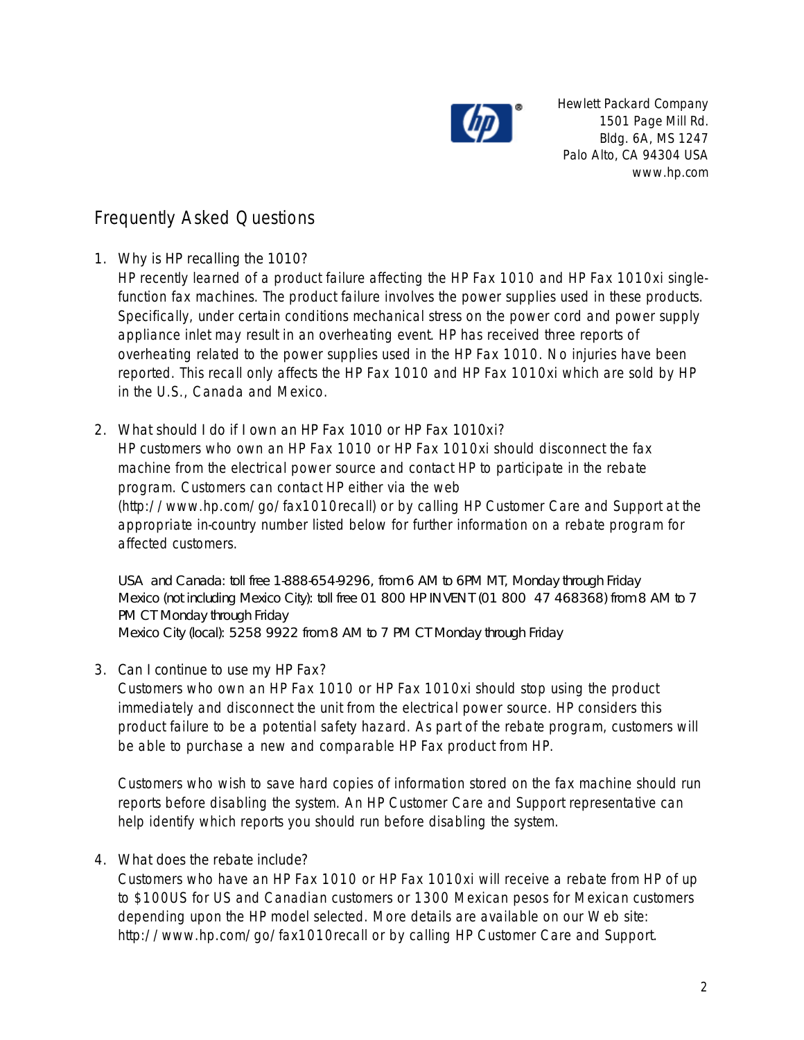Hewlett Packard Company
1501 Page Mill Rd.
Bldg. 6A, MS 1247
Palo Alto, CA 94304 USA
www.hp.com

## Frequently Asked Questions

1. Why is HP recalling the 1010?

   HP recently learned of a product failure affecting the HP Fax 1010 and HP Fax 1010xi single-function fax machines. The product failure involves the power supplies used in these products. Specifically, under certain conditions mechanical stress on the power cord and power supply appliance inlet may result in an overheating event. HP has received three reports of overheating related to the power supplies used in the HP Fax 1010. No injuries have been reported. This recall only affects the HP Fax 1010 and HP Fax 1010xi which are sold by HP in the U.S., Canada and Mexico.

2. What should I do if I own an HP Fax 1010 or HP Fax 1010xi?

   HP customers who own an HP Fax 1010 or HP Fax 1010xi should disconnect the fax machine from the electrical power source and contact HP to participate in the rebate program. Customers can contact HP either via the web (http://www.hp.com/go/fax1010recall) or by calling HP Customer Care and Support at the appropriate in-country number listed below for further information on a rebate program for affected customers.

   USA and Canada: toll free 1-888-654-9296, from 6 AM to 6PM MT, Monday through Friday
   Mexico (not including Mexico City): toll free 01 800 HP INVENT (01 800 47 468368) from 8 AM to 7 PM CT Monday through Friday
   Mexico City (local): 5258 9922 from 8 AM to 7 PM CT Monday through Friday

3. Can I continue to use my HP Fax?

   Customers who own an HP Fax 1010 or HP Fax 1010xi should stop using the product immediately and disconnect the unit from the electrical power source. HP considers this product failure to be a potential safety hazard. As part of the rebate program, customers will be able to purchase a new and comparable HP Fax product from HP.

   Customers who wish to save hard copies of information stored on the fax machine should run reports before disabling the system. An HP Customer Care and Support representative can help identify which reports you should run before disabling the system.

4. What does the rebate include?

   Customers who have an HP Fax 1010 or HP Fax 1010xi will receive a rebate from HP of up to $100US for US and Canadian customers or 1300 Mexican pesos for Mexican customers depending upon the HP model selected. More details are available on our Web site: http://www.hp.com/go/fax1010recall or by calling HP Customer Care and Support.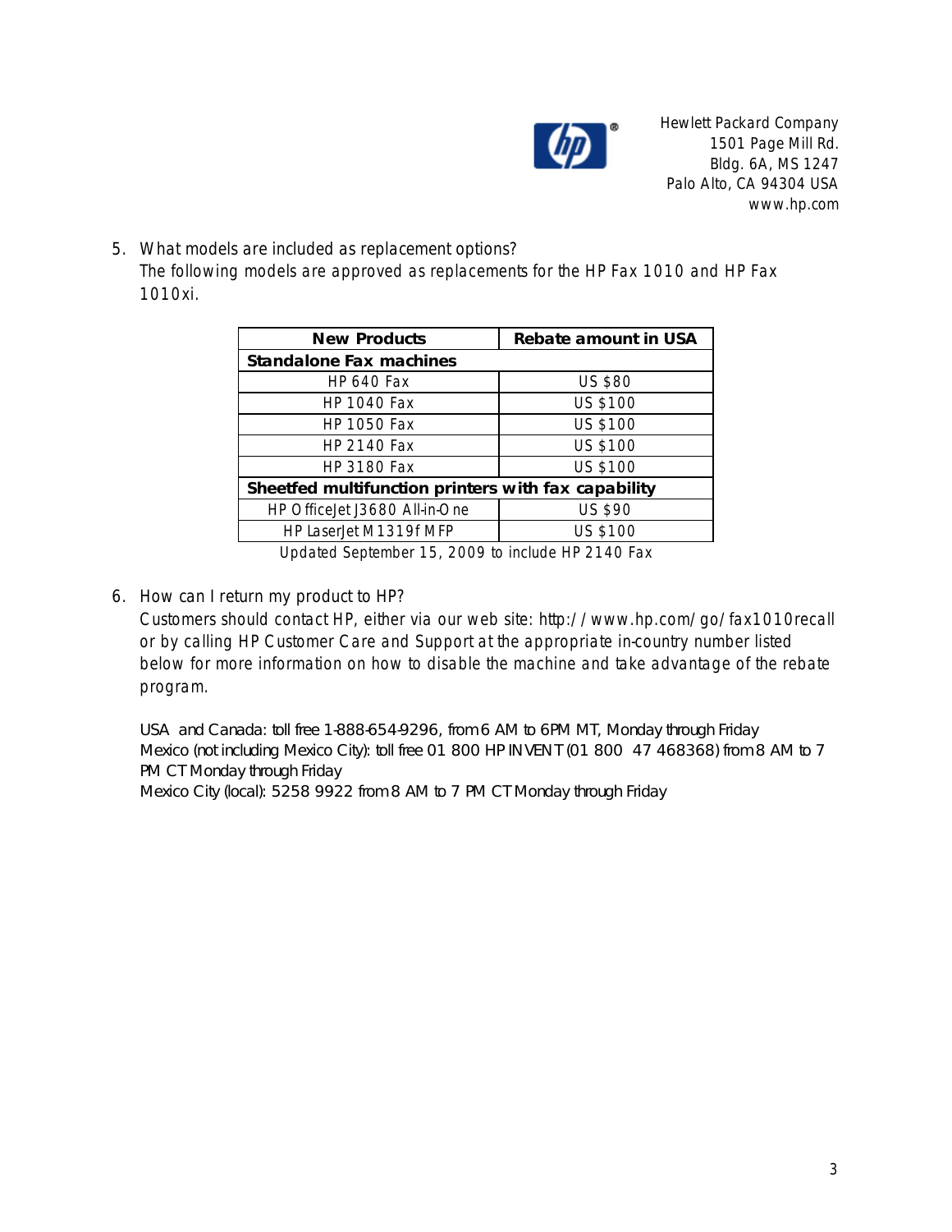Hewlett Packard Company
1501 Page Mill Rd.
Bldg. 6A, MS 1247
Palo Alto, CA 94304 USA
www.hp.com

5. What models are included as replacement options?
   The following models are approved as replacements for the HP Fax 1010 and HP Fax 1010xi.

| New Products | Rebate amount in USA |
|---|---|
| **Standalone Fax machines** | |
| HP 640 Fax | US $80 |
| HP 1040 Fax | US $100 |
| HP 1050 Fax | US $100 |
| HP 2140 Fax | US $100 |
| HP 3180 Fax | US $100 |
| **Sheetfed multifunction printers with fax capability** | |
| HP OfficeJet J3680 All-in-One | US $90 |
| HP LaserJet M1319f MFP | US $100 |

Updated September 15, 2009 to include HP 2140 Fax

6. How can I return my product to HP?
   Customers should contact HP, either via our web site: http://www.hp.com/go/fax1010recall or by calling HP Customer Care and Support at the appropriate in-country number listed below for more information on how to disable the machine and take advantage of the rebate program.

   USA and Canada: toll free 1-888-654-9296, from 6 AM to 6PM MT, Monday through Friday
   Mexico (not including Mexico City): toll free 01 800 HP INVENT (01 800 47 468368) from 8 AM to 7 PM CT Monday through Friday
   Mexico City (local): 5258 9922 from 8 AM to 7 PM CT Monday through Friday